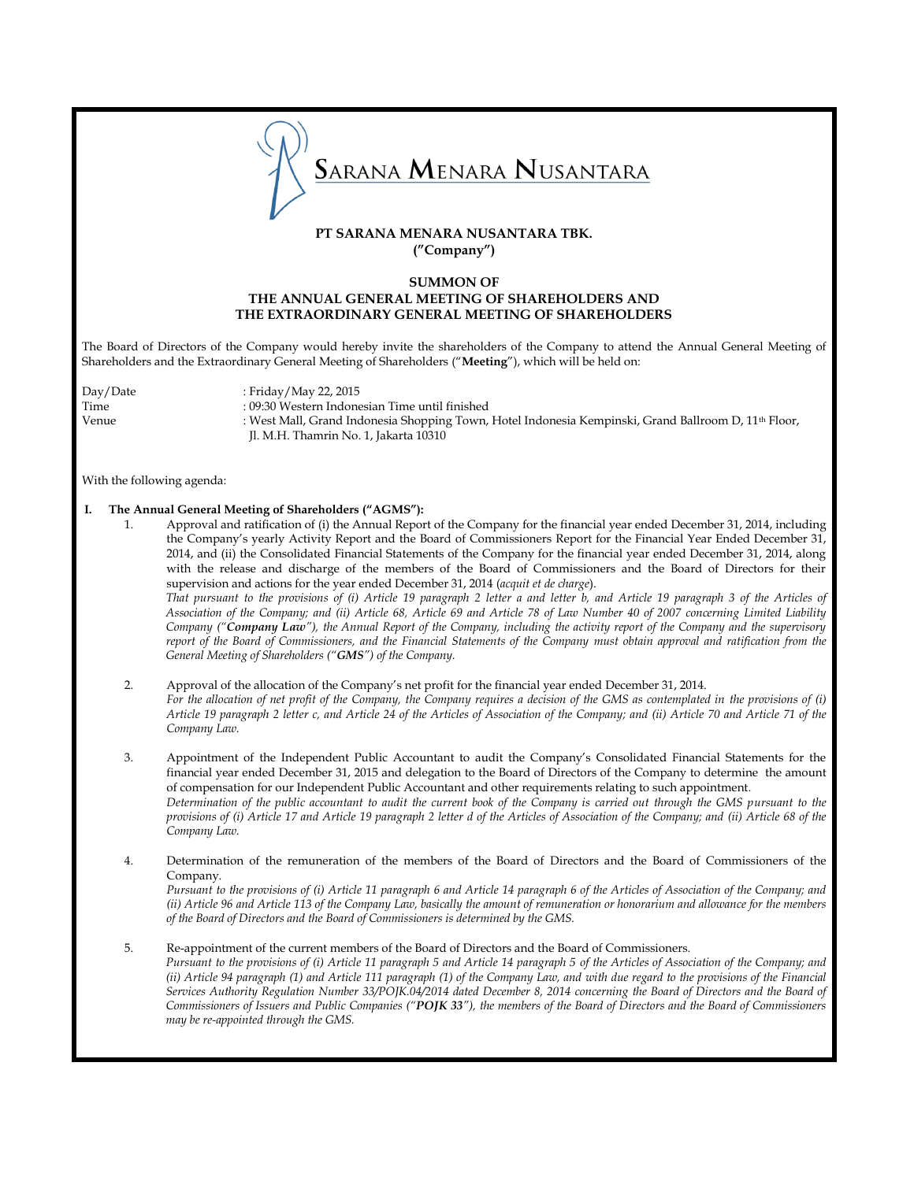# PT SARANA MENARA NUSANTARA TBK.
**("Company")**

## SUMMON OF THE ANNUAL GENERAL MEETING OF SHAREHOLDERS AND THE EXTRAORDINARY GENERAL MEETING OF SHAREHOLDERS

The Board of Directors of the Company would hereby invite the shareholders of the Company to attend the Annual General Meeting of Shareholders and the Extraordinary General Meeting of Shareholders ("**Meeting**"), which will be held on:

| | |
|---|---|
| Day/Date | : Friday/May 22, 2015 |
| Time | : 09:30 Western Indonesian Time until finished |
| Venue | : West Mall, Grand Indonesia Shopping Town, Hotel Indonesia Kempinski, Grand Ballroom D, 11th Floor, Jl. M.H. Thamrin No. 1, Jakarta 10310 |

With the following agenda:

**I. The Annual General Meeting of Shareholders ("AGMS"):**

1. Approval and ratification of (i) the Annual Report of the Company for the financial year ended December 31, 2014, including the Company's yearly Activity Report and the Board of Commissioners Report for the Financial Year Ended December 31, 2014, and (ii) the Consolidated Financial Statements of the Company for the financial year ended December 31, 2014, along with the release and discharge of the members of the Board of Commissioners and the Board of Directors for their supervision and actions for the year ended December 31, 2014 (*acquit et de charge*).
*That pursuant to the provisions of (i) Article 19 paragraph 2 letter a and letter b, and Article 19 paragraph 3 of the Articles of Association of the Company; and (ii) Article 68, Article 69 and Article 78 of Law Number 40 of 2007 concerning Limited Liability Company ("**Company Law**"), the Annual Report of the Company, including the activity report of the Company and the supervisory report of the Board of Commissioners, and the Financial Statements of the Company must obtain approval and ratification from the General Meeting of Shareholders ("**GMS**") of the Company.*

2. Approval of the allocation of the Company's net profit for the financial year ended December 31, 2014.
*For the allocation of net profit of the Company, the Company requires a decision of the GMS as contemplated in the provisions of (i) Article 19 paragraph 2 letter c, and Article 24 of the Articles of Association of the Company; and (ii) Article 70 and Article 71 of the Company Law.*

3. Appointment of the Independent Public Accountant to audit the Company's Consolidated Financial Statements for the financial year ended December 31, 2015 and delegation to the Board of Directors of the Company to determine the amount of compensation for our Independent Public Accountant and other requirements relating to such appointment.
*Determination of the public accountant to audit the current book of the Company is carried out through the GMS pursuant to the provisions of (i) Article 17 and Article 19 paragraph 2 letter d of the Articles of Association of the Company; and (ii) Article 68 of the Company Law.*

4. Determination of the remuneration of the members of the Board of Directors and the Board of Commissioners of the Company.
*Pursuant to the provisions of (i) Article 11 paragraph 6 and Article 14 paragraph 6 of the Articles of Association of the Company; and (ii) Article 96 and Article 113 of the Company Law, basically the amount of remuneration or honorarium and allowance for the members of the Board of Directors and the Board of Commissioners is determined by the GMS.*

5. Re-appointment of the current members of the Board of Directors and the Board of Commissioners.
*Pursuant to the provisions of (i) Article 11 paragraph 5 and Article 14 paragraph 5 of the Articles of Association of the Company; and (ii) Article 94 paragraph (1) and Article 111 paragraph (1) of the Company Law, and with due regard to the provisions of the Financial Services Authority Regulation Number 33/POJK.04/2014 dated December 8, 2014 concerning the Board of Directors and the Board of Commissioners of Issuers and Public Companies ("**POJK 33**"), the members of the Board of Directors and the Board of Commissioners may be re-appointed through the GMS.*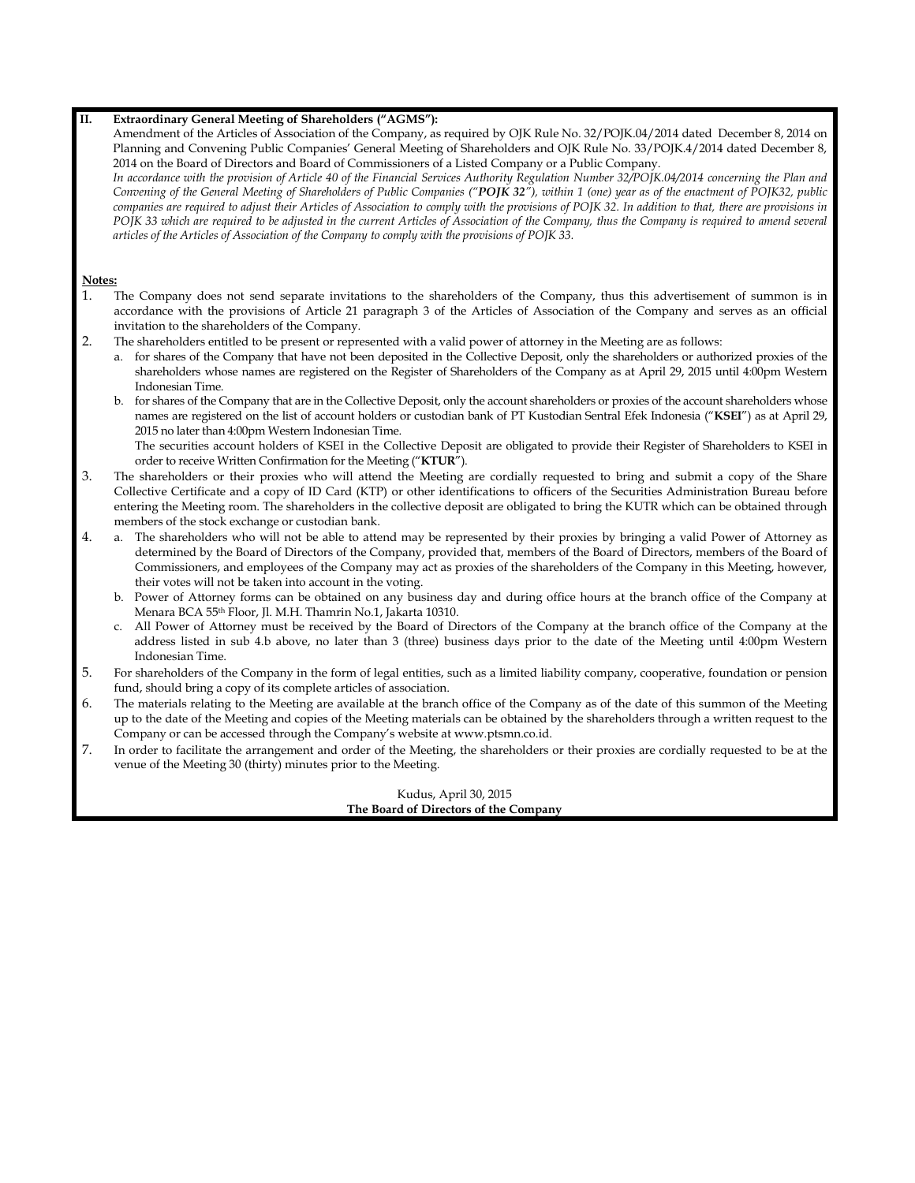**II. Extraordinary General Meeting of Shareholders ("AGMS"):**

Amendment of the Articles of Association of the Company, as required by OJK Rule No. 32/POJK.04/2014 dated December 8, 2014 on Planning and Convening Public Companies' General Meeting of Shareholders and OJK Rule No. 33/POJK.4/2014 dated December 8, 2014 on the Board of Directors and Board of Commissioners of a Listed Company or a Public Company.

*In accordance with the provision of Article 40 of the Financial Services Authority Regulation Number 32/POJK.04/2014 concerning the Plan and Convening of the General Meeting of Shareholders of Public Companies ("**POJK 32**"), within 1 (one) year as of the enactment of POJK32, public companies are required to adjust their Articles of Association to comply with the provisions of POJK 32. In addition to that, there are provisions in POJK 33 which are required to be adjusted in the current Articles of Association of the Company, thus the Company is required to amend several articles of the Articles of Association of the Company to comply with the provisions of POJK 33.*

**Notes:**

1. The Company does not send separate invitations to the shareholders of the Company, thus this advertisement of summon is in accordance with the provisions of Article 21 paragraph 3 of the Articles of Association of the Company and serves as an official invitation to the shareholders of the Company.
2. The shareholders entitled to be present or represented with a valid power of attorney in the Meeting are as follows:
   a. for shares of the Company that have not been deposited in the Collective Deposit, only the shareholders or authorized proxies of the shareholders whose names are registered on the Register of Shareholders of the Company as at April 29, 2015 until 4:00pm Western Indonesian Time.
   b. for shares of the Company that are in the Collective Deposit, only the account shareholders or proxies of the account shareholders whose names are registered on the list of account holders or custodian bank of PT Kustodian Sentral Efek Indonesia ("**KSEI**") as at April 29, 2015 no later than 4:00pm Western Indonesian Time.
   The securities account holders of KSEI in the Collective Deposit are obligated to provide their Register of Shareholders to KSEI in order to receive Written Confirmation for the Meeting ("**KTUR**").
3. The shareholders or their proxies who will attend the Meeting are cordially requested to bring and submit a copy of the Share Collective Certificate and a copy of ID Card (KTP) or other identifications to officers of the Securities Administration Bureau before entering the Meeting room. The shareholders in the collective deposit are obligated to bring the KUTR which can be obtained through members of the stock exchange or custodian bank.
4. a. The shareholders who will not be able to attend may be represented by their proxies by bringing a valid Power of Attorney as determined by the Board of Directors of the Company, provided that, members of the Board of Directors, members of the Board of Commissioners, and employees of the Company may act as proxies of the shareholders of the Company in this Meeting, however, their votes will not be taken into account in the voting.
   b. Power of Attorney forms can be obtained on any business day and during office hours at the branch office of the Company at Menara BCA 55th Floor, Jl. M.H. Thamrin No.1, Jakarta 10310.
   c. All Power of Attorney must be received by the Board of Directors of the Company at the branch office of the Company at the address listed in sub 4.b above, no later than 3 (three) business days prior to the date of the Meeting until 4:00pm Western Indonesian Time.
5. For shareholders of the Company in the form of legal entities, such as a limited liability company, cooperative, foundation or pension fund, should bring a copy of its complete articles of association.
6. The materials relating to the Meeting are available at the branch office of the Company as of the date of this summon of the Meeting up to the date of the Meeting and copies of the Meeting materials can be obtained by the shareholders through a written request to the Company or can be accessed through the Company's website at www.ptsmn.co.id.
7. In order to facilitate the arrangement and order of the Meeting, the shareholders or their proxies are cordially requested to be at the venue of the Meeting 30 (thirty) minutes prior to the Meeting.

Kudus, April 30, 2015

**The Board of Directors of the Company**